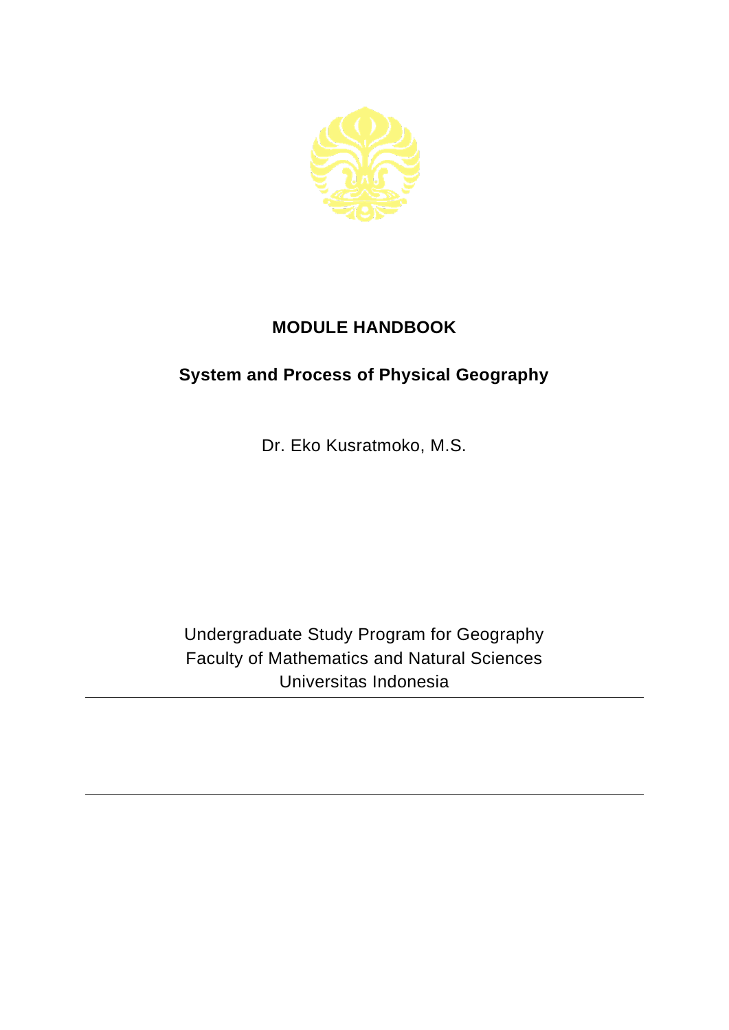# MODULE HANDBOOK

## System and Process of Physical Geography

Dr. Eko Kusratmoko, M.S.

Undergraduate Study Program for Geography
Faculty of Mathematics and Natural Sciences
Universitas Indonesia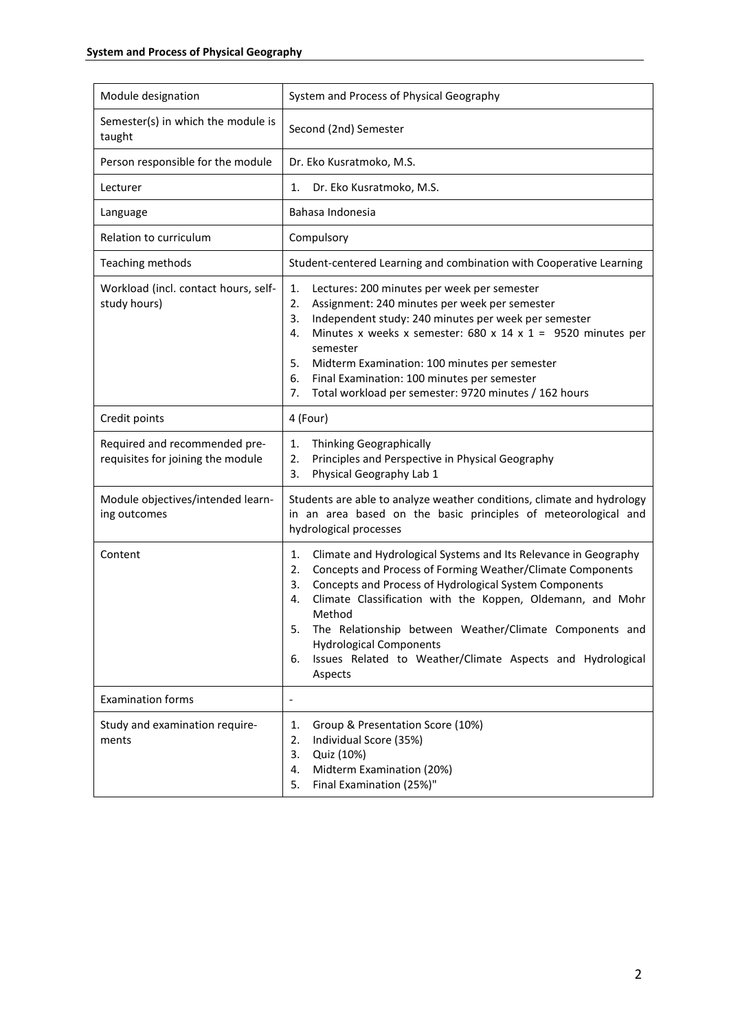| | |
|---|---|
| Module designation | System and Process of Physical Geography |
| Semester(s) in which the module is taught | Second (2nd) Semester |
| Person responsible for the module | Dr. Eko Kusratmoko, M.S. |
| Lecturer | 1. Dr. Eko Kusratmoko, M.S. |
| Language | Bahasa Indonesia |
| Relation to curriculum | Compulsory |
| Teaching methods | Student-centered Learning and combination with Cooperative Learning |
| Workload (incl. contact hours, self-study hours) | 1. Lectures: 200 minutes per week per semester<br>2. Assignment: 240 minutes per week per semester<br>3. Independent study: 240 minutes per week per semester<br>4. Minutes x weeks x semester: 680 x 14 x 1 = 9520 minutes per semester<br>5. Midterm Examination: 100 minutes per semester<br>6. Final Examination: 100 minutes per semester<br>7. Total workload per semester: 9720 minutes / 162 hours |
| Credit points | 4 (Four) |
| Required and recommended pre-requisites for joining the module | 1. Thinking Geographically<br>2. Principles and Perspective in Physical Geography<br>3. Physical Geography Lab 1 |
| Module objectives/intended learning outcomes | Students are able to analyze weather conditions, climate and hydrology in an area based on the basic principles of meteorological and hydrological processes |
| Content | 1. Climate and Hydrological Systems and Its Relevance in Geography<br>2. Concepts and Process of Forming Weather/Climate Components<br>3. Concepts and Process of Hydrological System Components<br>4. Climate Classification with the Koppen, Oldemann, and Mohr Method<br>5. The Relationship between Weather/Climate Components and Hydrological Components<br>6. Issues Related to Weather/Climate Aspects and Hydrological Aspects |
| Examination forms | - |
| Study and examination requirements | 1. Group & Presentation Score (10%)<br>2. Individual Score (35%)<br>3. Quiz (10%)<br>4. Midterm Examination (20%)<br>5. Final Examination (25%)" |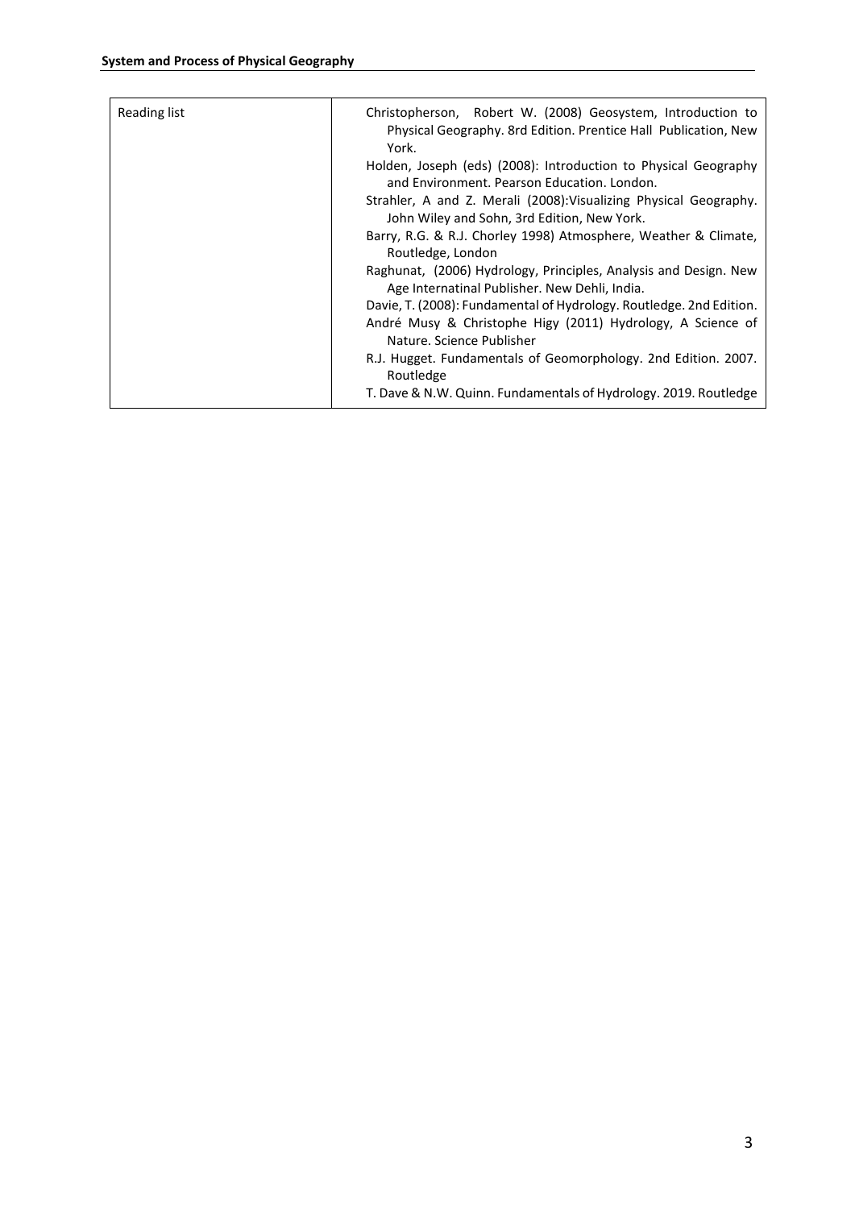| | |
|---|---|
| Reading list | Christopherson, Robert W. (2008) Geosystem, Introduction to Physical Geography. 8rd Edition. Prentice Hall Publication, New York.<br>Holden, Joseph (eds) (2008): Introduction to Physical Geography and Environment. Pearson Education. London.<br>Strahler, A and Z. Merali (2008):Visualizing Physical Geography. John Wiley and Sohn, 3rd Edition, New York.<br>Barry, R.G. & R.J. Chorley 1998) Atmosphere, Weather & Climate, Routledge, London<br>Raghunat, (2006) Hydrology, Principles, Analysis and Design. New Age Internatinal Publisher. New Dehli, India.<br>Davie, T. (2008): Fundamental of Hydrology. Routledge. 2nd Edition.<br>André Musy & Christophe Higy (2011) Hydrology, A Science of Nature. Science Publisher<br>R.J. Hugget. Fundamentals of Geomorphology. 2nd Edition. 2007. Routledge<br>T. Dave & N.W. Quinn. Fundamentals of Hydrology. 2019. Routledge |